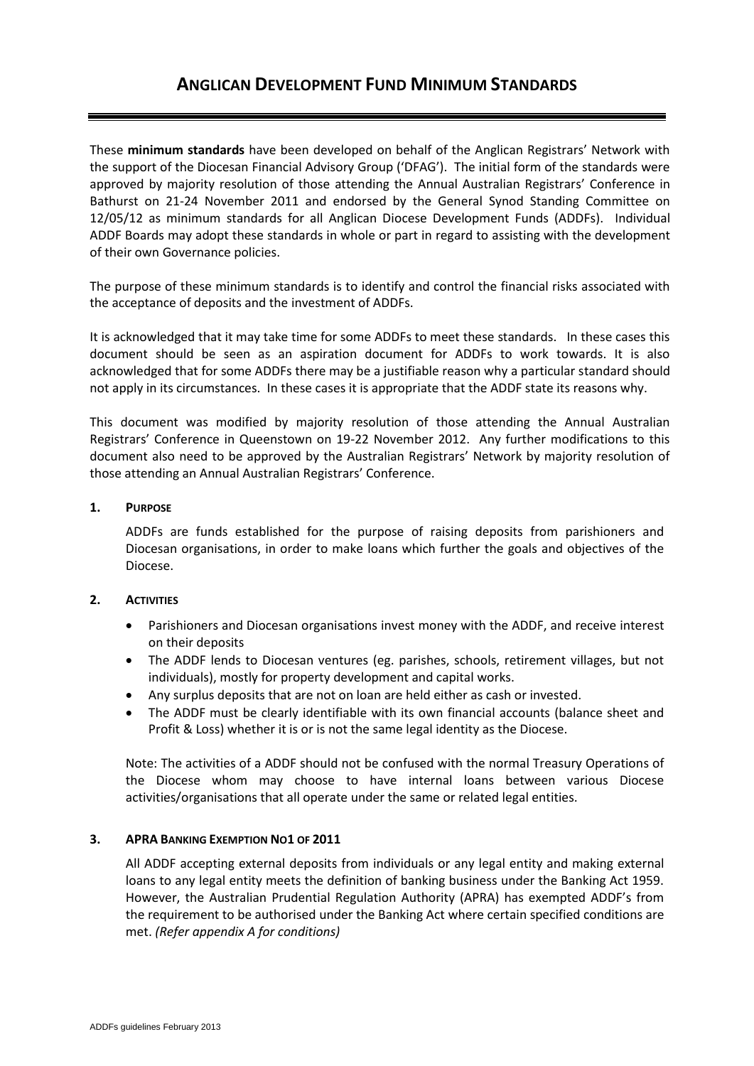# Anglican Development Fund Minimum Standards

These **minimum standards** have been developed on behalf of the Anglican Registrars' Network with the support of the Diocesan Financial Advisory Group ('DFAG'). The initial form of the standards were approved by majority resolution of those attending the Annual Australian Registrars' Conference in Bathurst on 21-24 November 2011 and endorsed by the General Synod Standing Committee on 12/05/12 as minimum standards for all Anglican Diocese Development Funds (ADDFs). Individual ADDF Boards may adopt these standards in whole or part in regard to assisting with the development of their own Governance policies.

The purpose of these minimum standards is to identify and control the financial risks associated with the acceptance of deposits and the investment of ADDFs.

It is acknowledged that it may take time for some ADDFs to meet these standards. In these cases this document should be seen as an aspiration document for ADDFs to work towards. It is also acknowledged that for some ADDFs there may be a justifiable reason why a particular standard should not apply in its circumstances. In these cases it is appropriate that the ADDF state its reasons why.

This document was modified by majority resolution of those attending the Annual Australian Registrars' Conference in Queenstown on 19-22 November 2012. Any further modifications to this document also need to be approved by the Australian Registrars' Network by majority resolution of those attending an Annual Australian Registrars' Conference.

## 1. Purpose

ADDFs are funds established for the purpose of raising deposits from parishioners and Diocesan organisations, in order to make loans which further the goals and objectives of the Diocese.

## 2. Activities

- Parishioners and Diocesan organisations invest money with the ADDF, and receive interest on their deposits
- The ADDF lends to Diocesan ventures (eg. parishes, schools, retirement villages, but not individuals), mostly for property development and capital works.
- Any surplus deposits that are not on loan are held either as cash or invested.
- The ADDF must be clearly identifiable with its own financial accounts (balance sheet and Profit & Loss) whether it is or is not the same legal identity as the Diocese.

Note: The activities of a ADDF should not be confused with the normal Treasury Operations of the Diocese whom may choose to have internal loans between various Diocese activities/organisations that all operate under the same or related legal entities.

## 3. APRA Banking Exemption No1 of 2011

All ADDF accepting external deposits from individuals or any legal entity and making external loans to any legal entity meets the definition of banking business under the Banking Act 1959. However, the Australian Prudential Regulation Authority (APRA) has exempted ADDF's from the requirement to be authorised under the Banking Act where certain specified conditions are met. *(Refer appendix A for conditions)*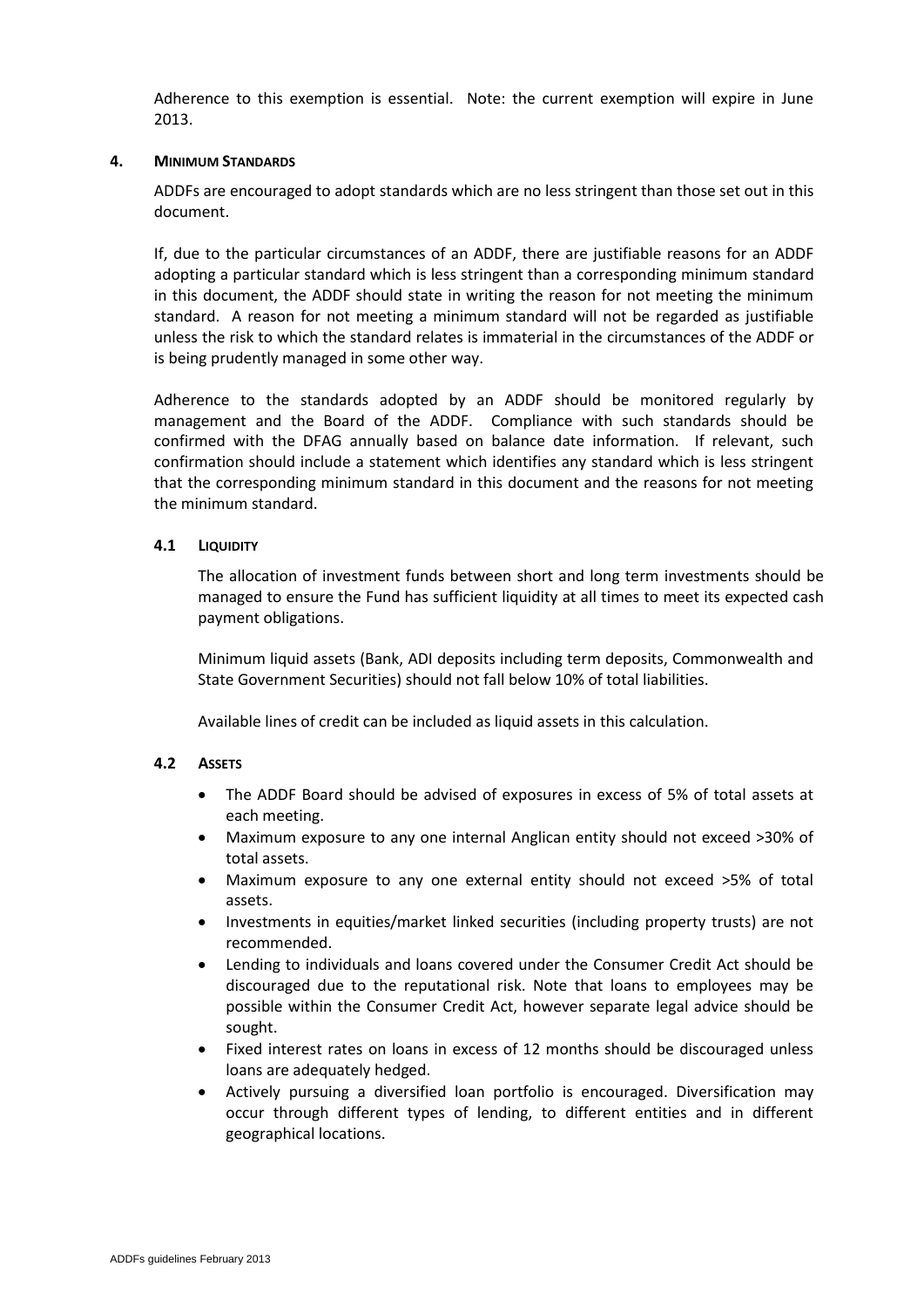Adherence to this exemption is essential. Note: the current exemption will expire in June 2013.

## 4. Minimum Standards

ADDFs are encouraged to adopt standards which are no less stringent than those set out in this document.

If, due to the particular circumstances of an ADDF, there are justifiable reasons for an ADDF adopting a particular standard which is less stringent than a corresponding minimum standard in this document, the ADDF should state in writing the reason for not meeting the minimum standard. A reason for not meeting a minimum standard will not be regarded as justifiable unless the risk to which the standard relates is immaterial in the circumstances of the ADDF or is being prudently managed in some other way.

Adherence to the standards adopted by an ADDF should be monitored regularly by management and the Board of the ADDF. Compliance with such standards should be confirmed with the DFAG annually based on balance date information. If relevant, such confirmation should include a statement which identifies any standard which is less stringent that the corresponding minimum standard in this document and the reasons for not meeting the minimum standard.

### 4.1 Liquidity

The allocation of investment funds between short and long term investments should be managed to ensure the Fund has sufficient liquidity at all times to meet its expected cash payment obligations.

Minimum liquid assets (Bank, ADI deposits including term deposits, Commonwealth and State Government Securities) should not fall below 10% of total liabilities.

Available lines of credit can be included as liquid assets in this calculation.

### 4.2 Assets

- The ADDF Board should be advised of exposures in excess of 5% of total assets at each meeting.
- Maximum exposure to any one internal Anglican entity should not exceed >30% of total assets.
- Maximum exposure to any one external entity should not exceed >5% of total assets.
- Investments in equities/market linked securities (including property trusts) are not recommended.
- Lending to individuals and loans covered under the Consumer Credit Act should be discouraged due to the reputational risk. Note that loans to employees may be possible within the Consumer Credit Act, however separate legal advice should be sought.
- Fixed interest rates on loans in excess of 12 months should be discouraged unless loans are adequately hedged.
- Actively pursuing a diversified loan portfolio is encouraged. Diversification may occur through different types of lending, to different entities and in different geographical locations.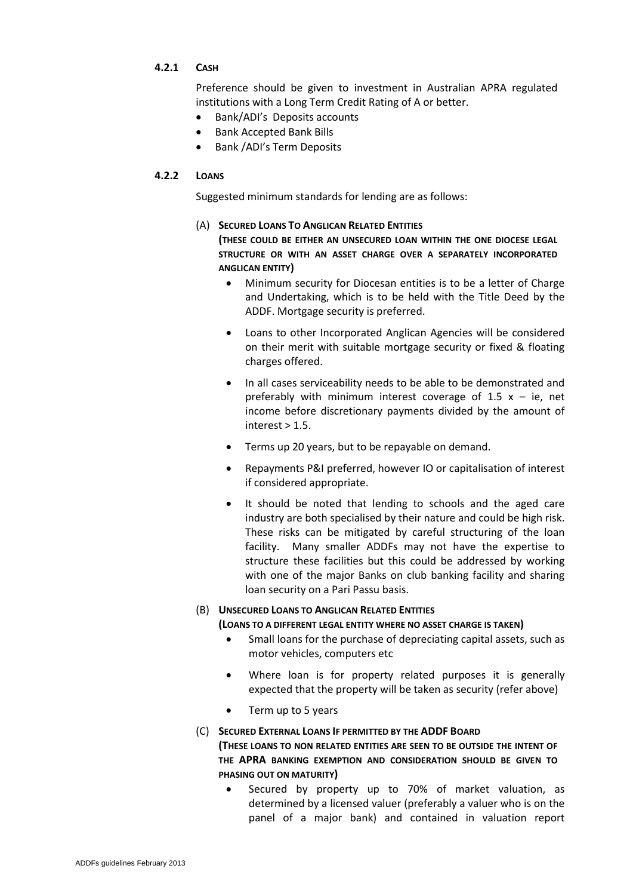#### 4.2.1 CASH

Preference should be given to investment in Australian APRA regulated institutions with a Long Term Credit Rating of A or better.

- Bank/ADI's Deposits accounts
- Bank Accepted Bank Bills
- Bank /ADI's Term Deposits

#### 4.2.2 LOANS

Suggested minimum standards for lending are as follows:

(A) **SECURED LOANS TO ANGLICAN RELATED ENTITIES**
**(THESE COULD BE EITHER AN UNSECURED LOAN WITHIN THE ONE DIOCESE LEGAL STRUCTURE OR WITH AN ASSET CHARGE OVER A SEPARATELY INCORPORATED ANGLICAN ENTITY)**

- Minimum security for Diocesan entities is to be a letter of Charge and Undertaking, which is to be held with the Title Deed by the ADDF. Mortgage security is preferred.
- Loans to other Incorporated Anglican Agencies will be considered on their merit with suitable mortgage security or fixed & floating charges offered.
- In all cases serviceability needs to be able to be demonstrated and preferably with minimum interest coverage of 1.5 x – ie, net income before discretionary payments divided by the amount of interest > 1.5.
- Terms up 20 years, but to be repayable on demand.
- Repayments P&I preferred, however IO or capitalisation of interest if considered appropriate.
- It should be noted that lending to schools and the aged care industry are both specialised by their nature and could be high risk. These risks can be mitigated by careful structuring of the loan facility. Many smaller ADDFs may not have the expertise to structure these facilities but this could be addressed by working with one of the major Banks on club banking facility and sharing loan security on a Pari Passu basis.

(B) **UNSECURED LOANS TO ANGLICAN RELATED ENTITIES**
**(LOANS TO A DIFFERENT LEGAL ENTITY WHERE NO ASSET CHARGE IS TAKEN)**

- Small loans for the purchase of depreciating capital assets, such as motor vehicles, computers etc
- Where loan is for property related purposes it is generally expected that the property will be taken as security (refer above)
- Term up to 5 years

(C) **SECURED EXTERNAL LOANS IF PERMITTED BY THE ADDF BOARD**
**(THESE LOANS TO NON RELATED ENTITIES ARE SEEN TO BE OUTSIDE THE INTENT OF THE APRA BANKING EXEMPTION AND CONSIDERATION SHOULD BE GIVEN TO PHASING OUT ON MATURITY)**

- Secured by property up to 70% of market valuation, as determined by a licensed valuer (preferably a valuer who is on the panel of a major bank) and contained in valuation report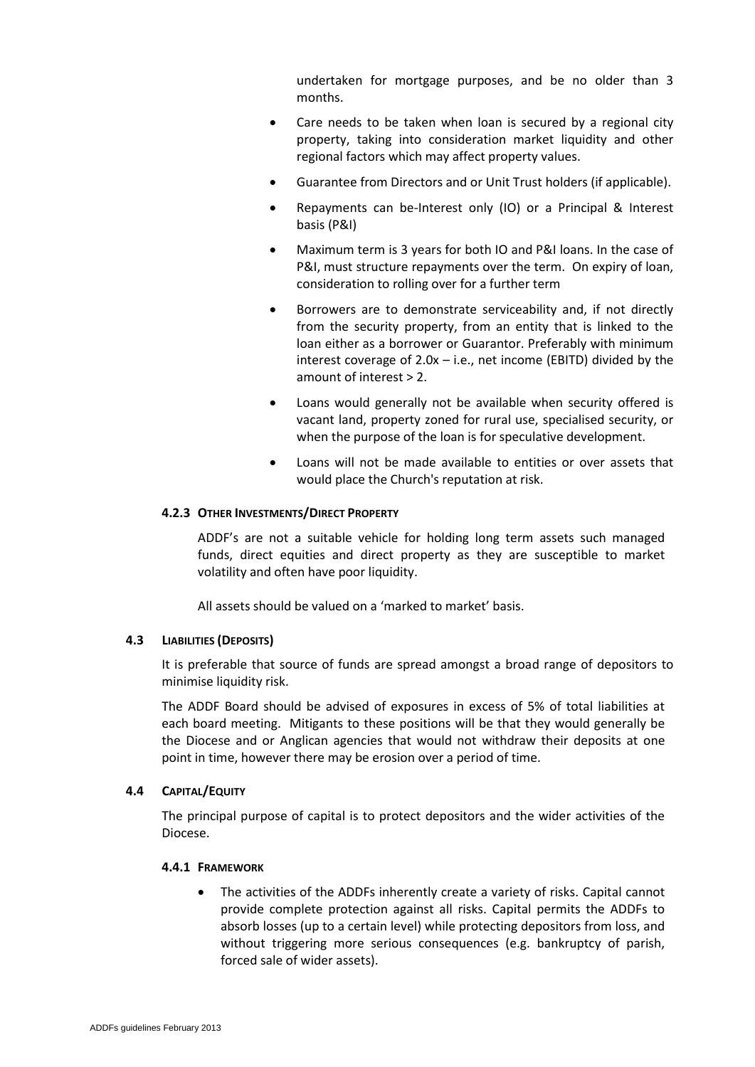undertaken for mortgage purposes, and be no older than 3 months.

- Care needs to be taken when loan is secured by a regional city property, taking into consideration market liquidity and other regional factors which may affect property values.
- Guarantee from Directors and or Unit Trust holders (if applicable).
- Repayments can be-Interest only (IO) or a Principal & Interest basis (P&I)
- Maximum term is 3 years for both IO and P&I loans. In the case of P&I, must structure repayments over the term. On expiry of loan, consideration to rolling over for a further term
- Borrowers are to demonstrate serviceability and, if not directly from the security property, from an entity that is linked to the loan either as a borrower or Guarantor. Preferably with minimum interest coverage of 2.0x – i.e., net income (EBITD) divided by the amount of interest > 2.
- Loans would generally not be available when security offered is vacant land, property zoned for rural use, specialised security, or when the purpose of the loan is for speculative development.
- Loans will not be made available to entities or over assets that would place the Church's reputation at risk.

#### 4.2.3 Other Investments/Direct Property

ADDF's are not a suitable vehicle for holding long term assets such managed funds, direct equities and direct property as they are susceptible to market volatility and often have poor liquidity.

All assets should be valued on a 'marked to market' basis.

### 4.3 Liabilities (Deposits)

It is preferable that source of funds are spread amongst a broad range of depositors to minimise liquidity risk.

The ADDF Board should be advised of exposures in excess of 5% of total liabilities at each board meeting. Mitigants to these positions will be that they would generally be the Diocese and or Anglican agencies that would not withdraw their deposits at one point in time, however there may be erosion over a period of time.

### 4.4 Capital/Equity

The principal purpose of capital is to protect depositors and the wider activities of the Diocese.

#### 4.4.1 Framework

- The activities of the ADDFs inherently create a variety of risks. Capital cannot provide complete protection against all risks. Capital permits the ADDFs to absorb losses (up to a certain level) while protecting depositors from loss, and without triggering more serious consequences (e.g. bankruptcy of parish, forced sale of wider assets).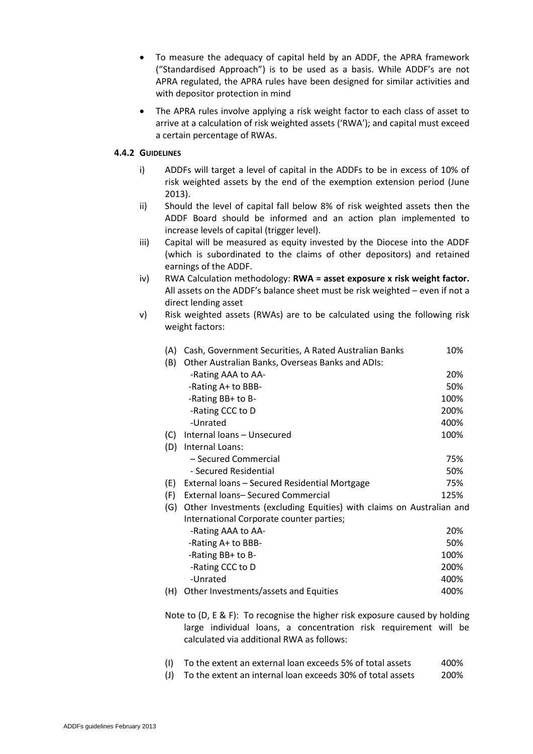- To measure the adequacy of capital held by an ADDF, the APRA framework ("Standardised Approach") is to be used as a basis. While ADDF's are not APRA regulated, the APRA rules have been designed for similar activities and with depositor protection in mind
- The APRA rules involve applying a risk weight factor to each class of asset to arrive at a calculation of risk weighted assets ('RWA'); and capital must exceed a certain percentage of RWAs.

#### 4.4.2 Guidelines

i) ADDFs will target a level of capital in the ADDFs to be in excess of 10% of risk weighted assets by the end of the exemption extension period (June 2013).

ii) Should the level of capital fall below 8% of risk weighted assets then the ADDF Board should be informed and an action plan implemented to increase levels of capital (trigger level).

iii) Capital will be measured as equity invested by the Diocese into the ADDF (which is subordinated to the claims of other depositors) and retained earnings of the ADDF.

iv) RWA Calculation methodology: **RWA = asset exposure x risk weight factor.** All assets on the ADDF's balance sheet must be risk weighted – even if not a direct lending asset

v) Risk weighted assets (RWAs) are to be calculated using the following risk weight factors:

| | | |
|---|---|---|
| (A) | Cash, Government Securities, A Rated Australian Banks | 10% |
| (B) | Other Australian Banks, Overseas Banks and ADIs: | |
| | -Rating AAA to AA- | 20% |
| | -Rating A+ to BBB- | 50% |
| | -Rating BB+ to B- | 100% |
| | -Rating CCC to D | 200% |
| | -Unrated | 400% |
| (C) | Internal loans – Unsecured | 100% |
| (D) | Internal Loans: | |
| | – Secured Commercial | 75% |
| | - Secured Residential | 50% |
| (E) | External loans – Secured Residential Mortgage | 75% |
| (F) | External loans– Secured Commercial | 125% |
| (G) | Other Investments (excluding Equities) with claims on Australian and International Corporate counter parties; | |
| | -Rating AAA to AA- | 20% |
| | -Rating A+ to BBB- | 50% |
| | -Rating BB+ to B- | 100% |
| | -Rating CCC to D | 200% |
| | -Unrated | 400% |
| (H) | Other Investments/assets and Equities | 400% |

Note to (D, E & F): To recognise the higher risk exposure caused by holding large individual loans, a concentration risk requirement will be calculated via additional RWA as follows:

| | | |
|---|---|---|
| (I) | To the extent an external loan exceeds 5% of total assets | 400% |
| (J) | To the extent an internal loan exceeds 30% of total assets | 200% |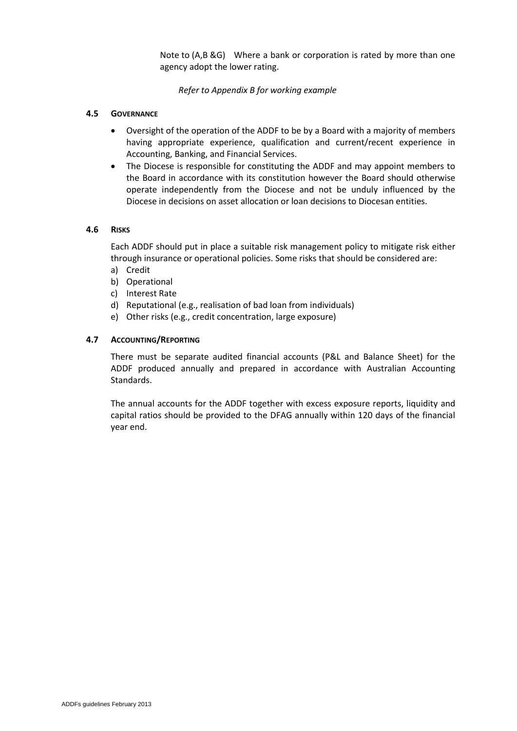Note to (A,B &G)    Where a bank or corporation is rated by more than one agency adopt the lower rating.

*Refer to Appendix B for working example*

### 4.5 GOVERNANCE

- Oversight of the operation of the ADDF to be by a Board with a majority of members having appropriate experience, qualification and current/recent experience in Accounting, Banking, and Financial Services.
- The Diocese is responsible for constituting the ADDF and may appoint members to the Board in accordance with its constitution however the Board should otherwise operate independently from the Diocese and not be unduly influenced by the Diocese in decisions on asset allocation or loan decisions to Diocesan entities.

### 4.6 RISKS

Each ADDF should put in place a suitable risk management policy to mitigate risk either through insurance or operational policies. Some risks that should be considered are:

a) Credit
b) Operational
c) Interest Rate
d) Reputational (e.g., realisation of bad loan from individuals)
e) Other risks (e.g., credit concentration, large exposure)

### 4.7 ACCOUNTING/REPORTING

There must be separate audited financial accounts (P&L and Balance Sheet) for the ADDF produced annually and prepared in accordance with Australian Accounting Standards.

The annual accounts for the ADDF together with excess exposure reports, liquidity and capital ratios should be provided to the DFAG annually within 120 days of the financial year end.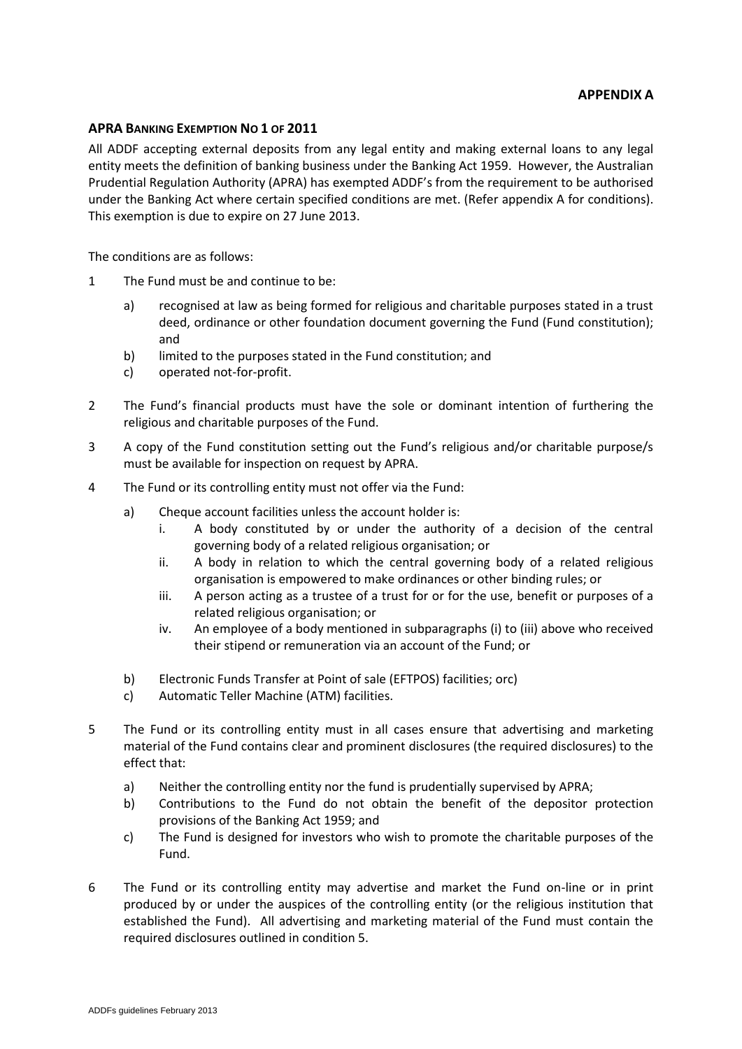**APPENDIX A**

**APRA BANKING EXEMPTION NO 1 OF 2011**

All ADDF accepting external deposits from any legal entity and making external loans to any legal entity meets the definition of banking business under the Banking Act 1959. However, the Australian Prudential Regulation Authority (APRA) has exempted ADDF's from the requirement to be authorised under the Banking Act where certain specified conditions are met. (Refer appendix A for conditions). This exemption is due to expire on 27 June 2013.

The conditions are as follows:

1 The Fund must be and continue to be:

   a) recognised at law as being formed for religious and charitable purposes stated in a trust deed, ordinance or other foundation document governing the Fund (Fund constitution); and
   b) limited to the purposes stated in the Fund constitution; and
   c) operated not-for-profit.

2 The Fund's financial products must have the sole or dominant intention of furthering the religious and charitable purposes of the Fund.

3 A copy of the Fund constitution setting out the Fund's religious and/or charitable purpose/s must be available for inspection on request by APRA.

4 The Fund or its controlling entity must not offer via the Fund:

   a) Cheque account facilities unless the account holder is:
      i. A body constituted by or under the authority of a decision of the central governing body of a related religious organisation; or
      ii. A body in relation to which the central governing body of a related religious organisation is empowered to make ordinances or other binding rules; or
      iii. A person acting as a trustee of a trust for or for the use, benefit or purposes of a related religious organisation; or
      iv. An employee of a body mentioned in subparagraphs (i) to (iii) above who received their stipend or remuneration via an account of the Fund; or

   b) Electronic Funds Transfer at Point of sale (EFTPOS) facilities; orc)
   c) Automatic Teller Machine (ATM) facilities.

5 The Fund or its controlling entity must in all cases ensure that advertising and marketing material of the Fund contains clear and prominent disclosures (the required disclosures) to the effect that:

   a) Neither the controlling entity nor the fund is prudentially supervised by APRA;
   b) Contributions to the Fund do not obtain the benefit of the depositor protection provisions of the Banking Act 1959; and
   c) The Fund is designed for investors who wish to promote the charitable purposes of the Fund.

6 The Fund or its controlling entity may advertise and market the Fund on-line or in print produced by or under the auspices of the controlling entity (or the religious institution that established the Fund). All advertising and marketing material of the Fund must contain the required disclosures outlined in condition 5.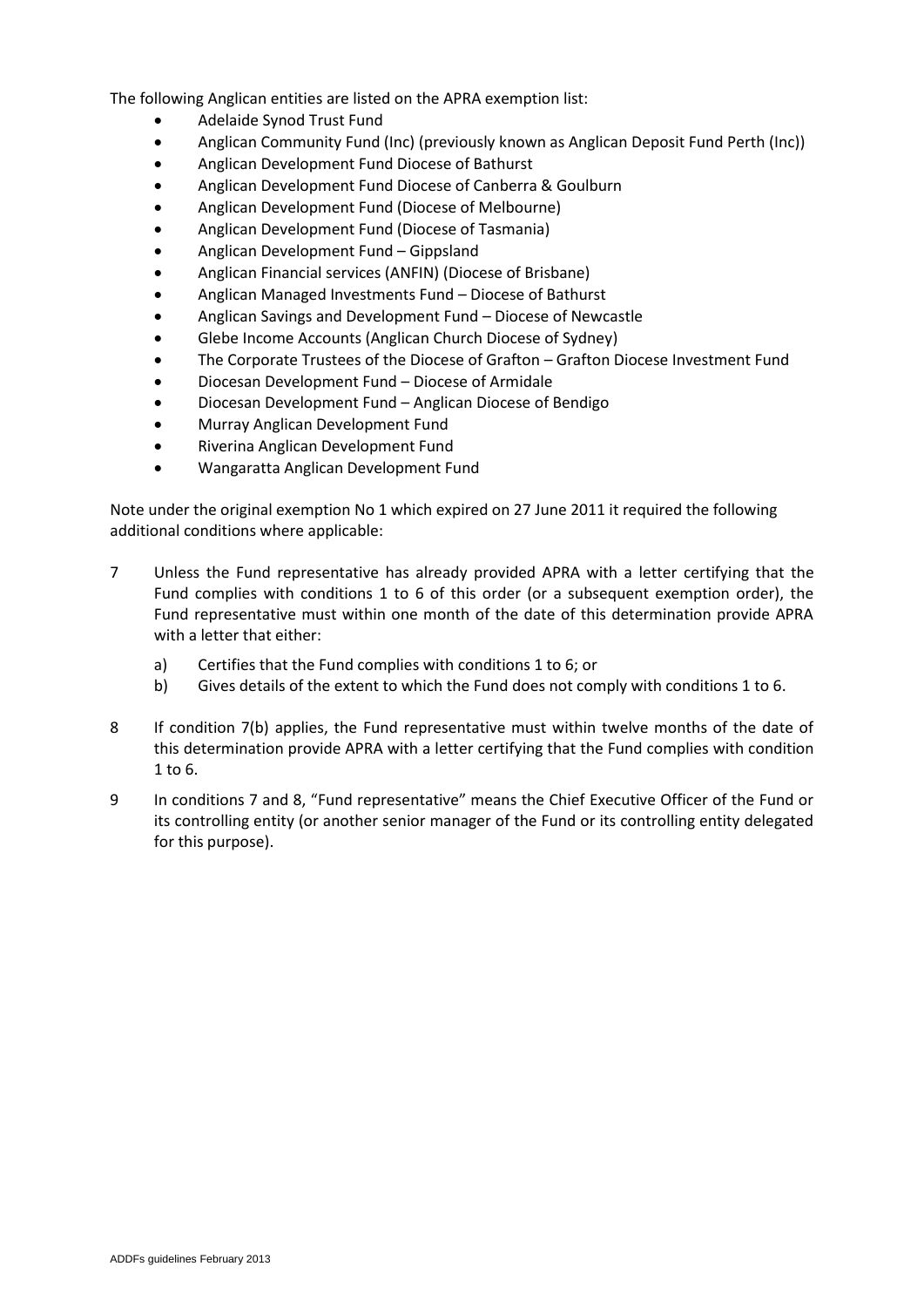The following Anglican entities are listed on the APRA exemption list:

- Adelaide Synod Trust Fund
- Anglican Community Fund (Inc) (previously known as Anglican Deposit Fund Perth (Inc))
- Anglican Development Fund Diocese of Bathurst
- Anglican Development Fund Diocese of Canberra & Goulburn
- Anglican Development Fund (Diocese of Melbourne)
- Anglican Development Fund (Diocese of Tasmania)
- Anglican Development Fund – Gippsland
- Anglican Financial services (ANFIN) (Diocese of Brisbane)
- Anglican Managed Investments Fund – Diocese of Bathurst
- Anglican Savings and Development Fund – Diocese of Newcastle
- Glebe Income Accounts (Anglican Church Diocese of Sydney)
- The Corporate Trustees of the Diocese of Grafton – Grafton Diocese Investment Fund
- Diocesan Development Fund – Diocese of Armidale
- Diocesan Development Fund – Anglican Diocese of Bendigo
- Murray Anglican Development Fund
- Riverina Anglican Development Fund
- Wangaratta Anglican Development Fund

Note under the original exemption No 1 which expired on 27 June 2011 it required the following additional conditions where applicable:

7 Unless the Fund representative has already provided APRA with a letter certifying that the Fund complies with conditions 1 to 6 of this order (or a subsequent exemption order), the Fund representative must within one month of the date of this determination provide APRA with a letter that either:

   a) Certifies that the Fund complies with conditions 1 to 6; or
   b) Gives details of the extent to which the Fund does not comply with conditions 1 to 6.

8 If condition 7(b) applies, the Fund representative must within twelve months of the date of this determination provide APRA with a letter certifying that the Fund complies with condition 1 to 6.

9 In conditions 7 and 8, "Fund representative" means the Chief Executive Officer of the Fund or its controlling entity (or another senior manager of the Fund or its controlling entity delegated for this purpose).